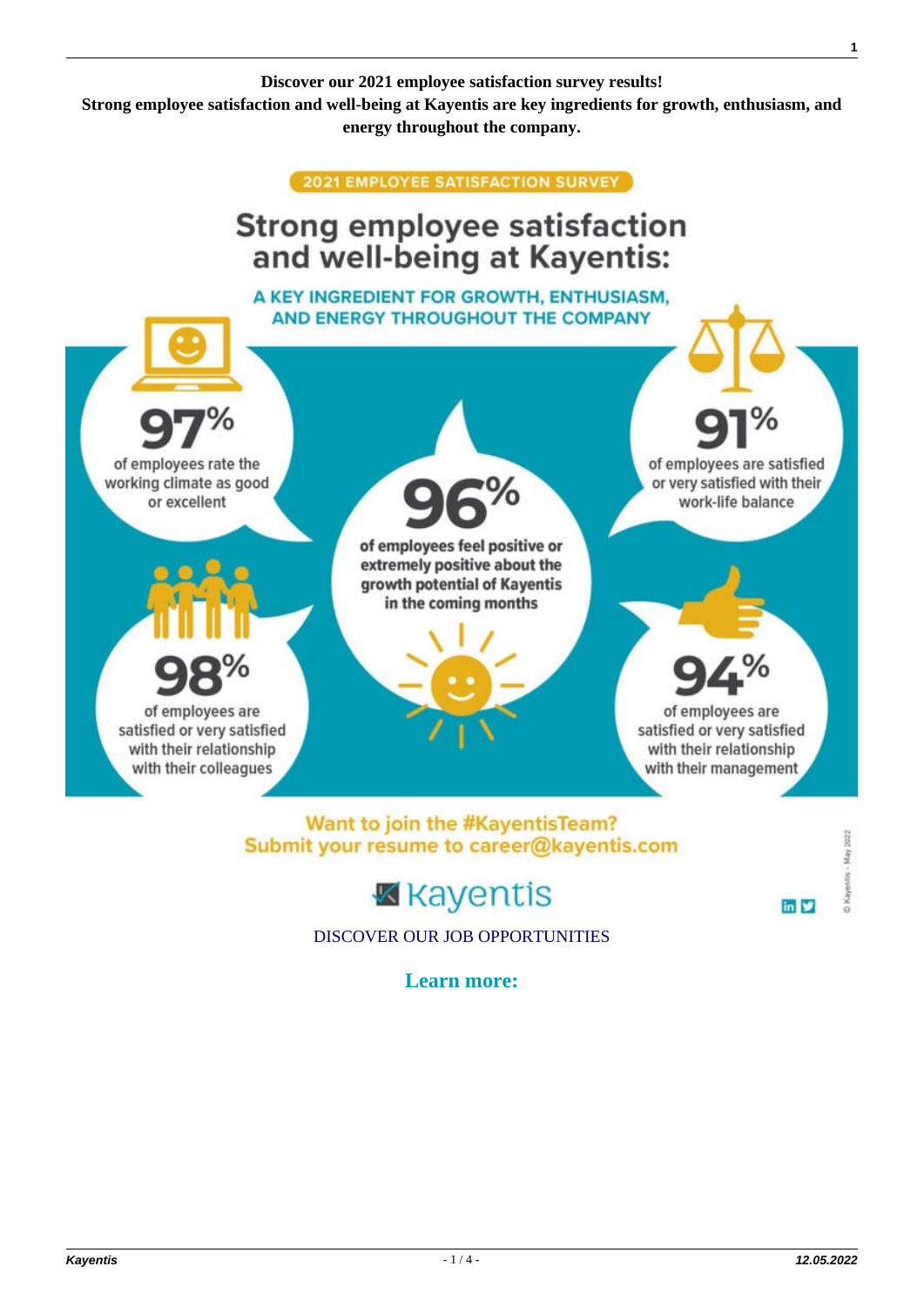**Discover our 2021 employee satisfaction survey results!**
**Strong employee satisfaction and well-being at Kayentis are key ingredients for growth, enthusiasm, and energy throughout the company.**

2021 EMPLOYEE SATISFACTION SURVEY

# Strong employee satisfaction and well-being at Kayentis:

## A KEY INGREDIENT FOR GROWTH, ENTHUSIASM, AND ENERGY THROUGHOUT THE COMPANY

**97%** of employees rate the working climate as good or excellent

**96%** of employees feel positive or extremely positive about the growth potential of Kayentis in the coming months

**91%** of employees are satisfied or very satisfied with their work-life balance

**98%** of employees are satisfied or very satisfied with their relationship with their colleagues

**94%** of employees are satisfied or very satisfied with their relationship with their management

Want to join the #KayentisTeam?
Submit your resume to career@kayentis.com

Kayentis

© Kayentis - May 2022

DISCOVER OUR JOB OPPORTUNITIES

**Learn more:**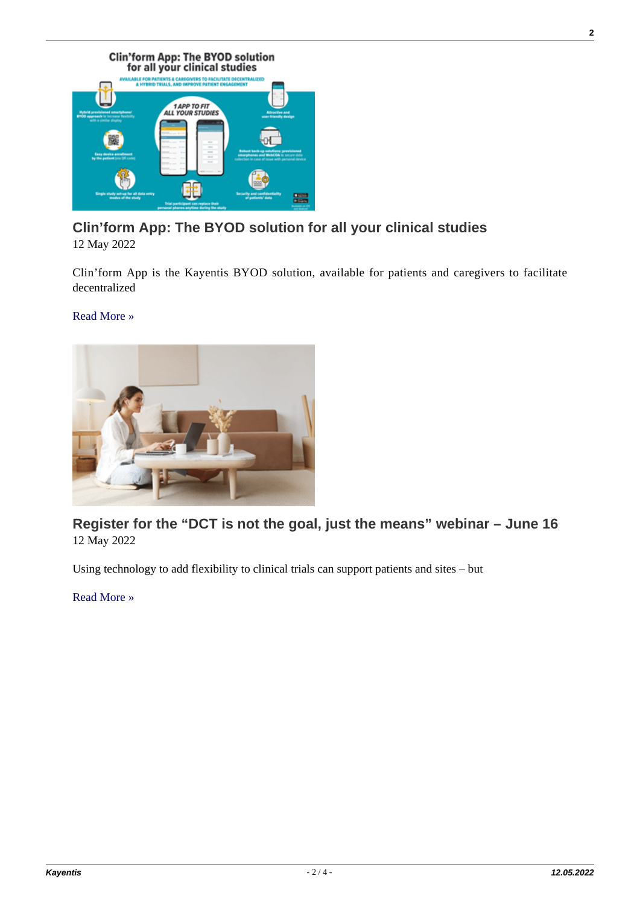## Clin'form App: The BYOD solution for all your clinical studies

12 May 2022

Clin'form App is the Kayentis BYOD solution, available for patients and caregivers to facilitate decentralized

Read More »

## Register for the "DCT is not the goal, just the means" webinar – June 16

12 May 2022

Using technology to add flexibility to clinical trials can support patients and sites – but

Read More »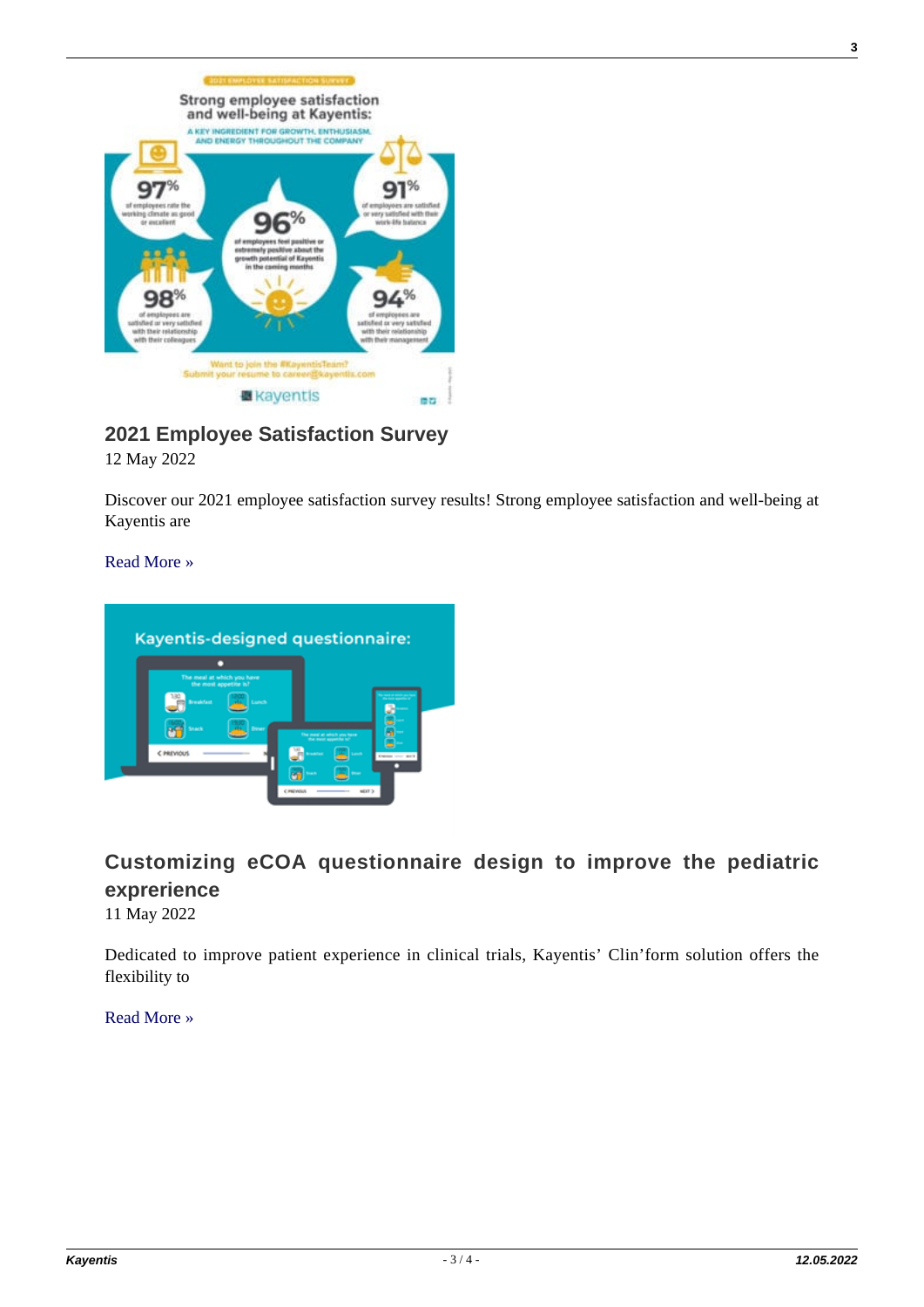## 2021 Employee Satisfaction Survey

12 May 2022

Discover our 2021 employee satisfaction survey results! Strong employee satisfaction and well-being at Kayentis are

Read More »

## Customizing eCOA questionnaire design to improve the pediatric exprerience

11 May 2022

Dedicated to improve patient experience in clinical trials, Kayentis' Clin'form solution offers the flexibility to

Read More »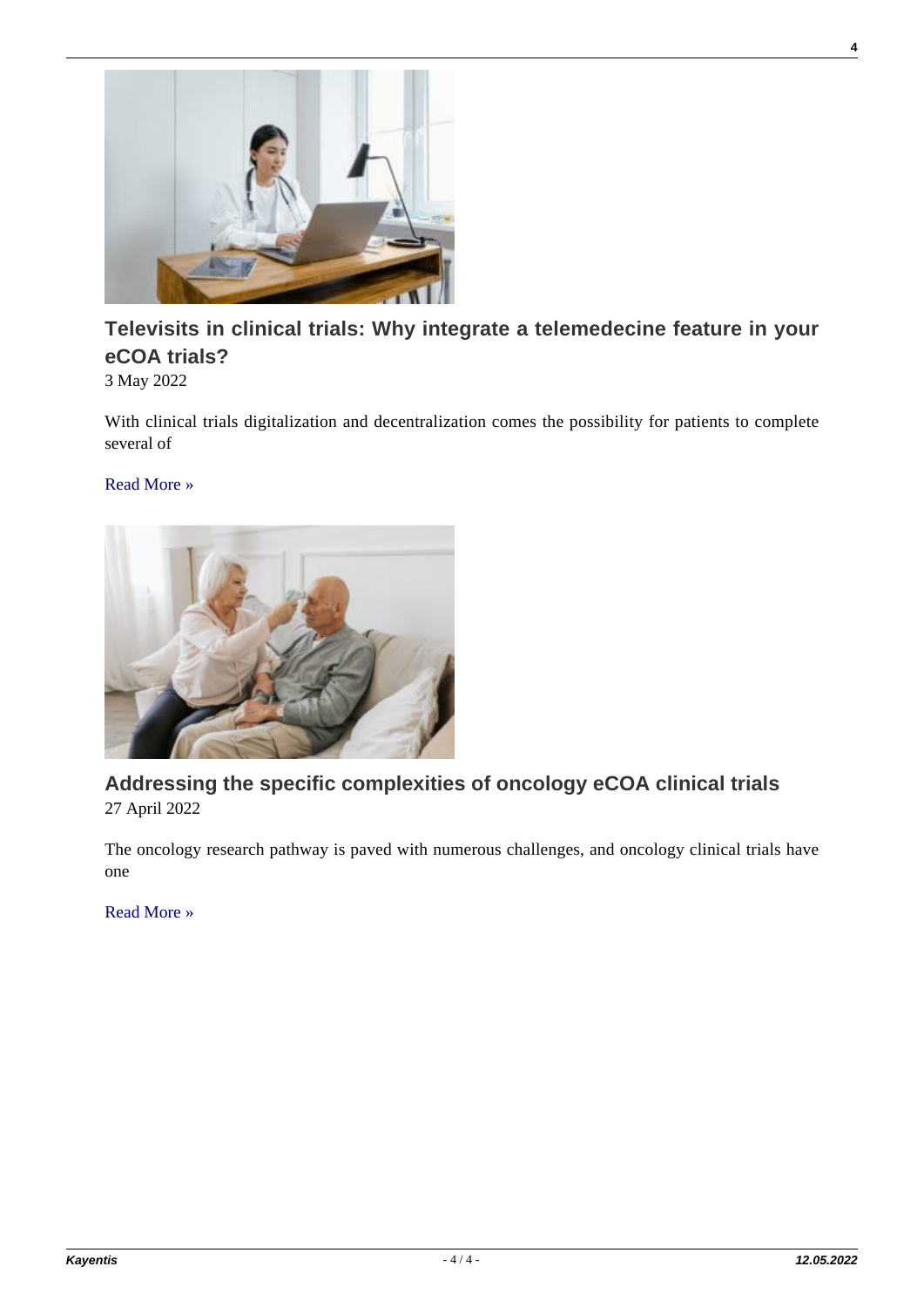### Televisits in clinical trials: Why integrate a telemedecine feature in your eCOA trials?

3 May 2022

With clinical trials digitalization and decentralization comes the possibility for patients to complete several of

Read More »

### Addressing the specific complexities of oncology eCOA clinical trials

27 April 2022

The oncology research pathway is paved with numerous challenges, and oncology clinical trials have one

Read More »